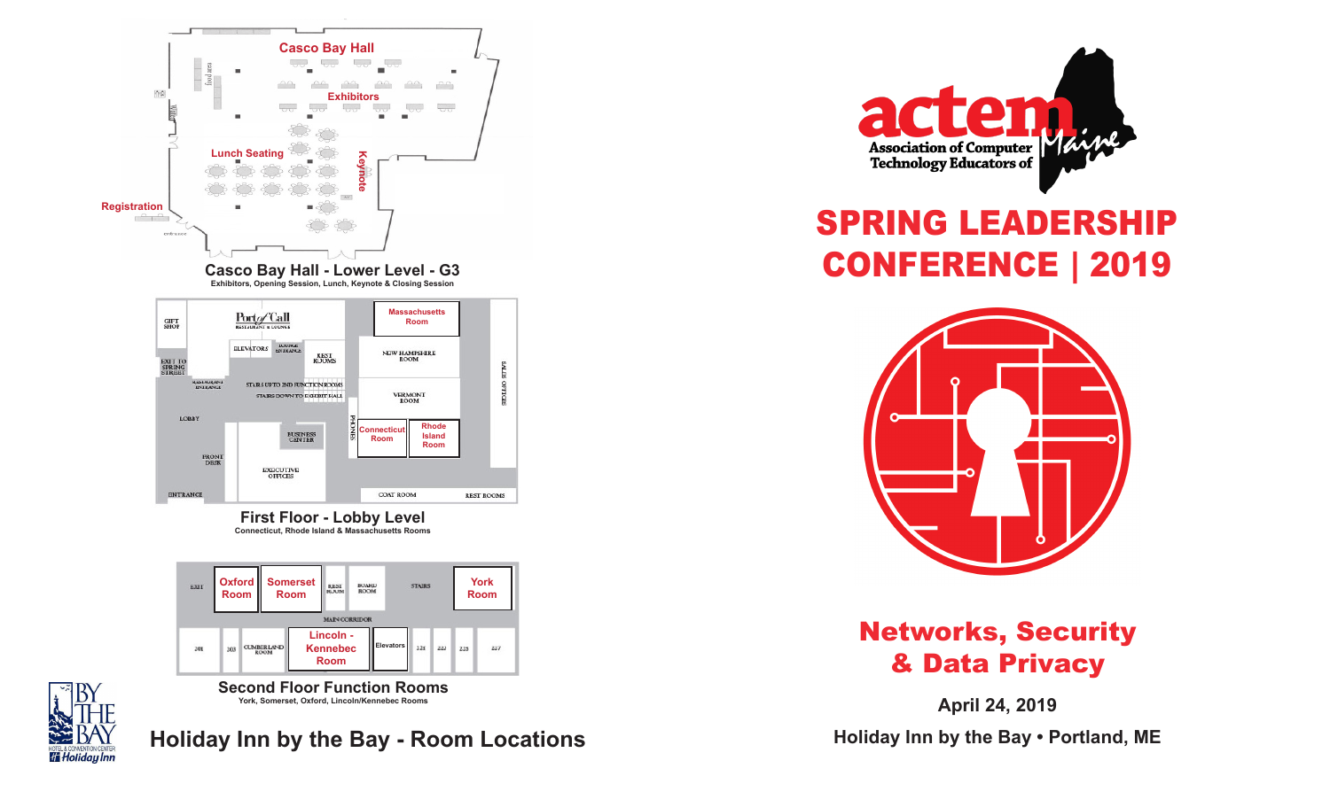## Casco Bay Hall - Lower Level - G3

Exhibitors, Opening Session, Lunch, Keynote & Closing Session

Casco Bay Hall

Exhibitors

Lunch Seating

Keynote

Registration

## First Floor - Lobby Level

Connecticut, Rhode Island & Massachusetts Rooms

Massachusetts Room

New Hampshire Room

Vermont Room

Connecticut Room

Rhode Island Room

## Second Floor Function Rooms

York, Somerset, Oxford, Lincoln/Kennebec Rooms

Oxford Room

Somerset Room

York Room

Lincoln - Kennebec Room

Elevators

## Holiday Inn by the Bay - Room Locations

actem

Association of Computer Technology Educators of Maine

# SPRING LEADERSHIP CONFERENCE | 2019

## Networks, Security & Data Privacy

**April 24, 2019**

**Holiday Inn by the Bay • Portland, ME**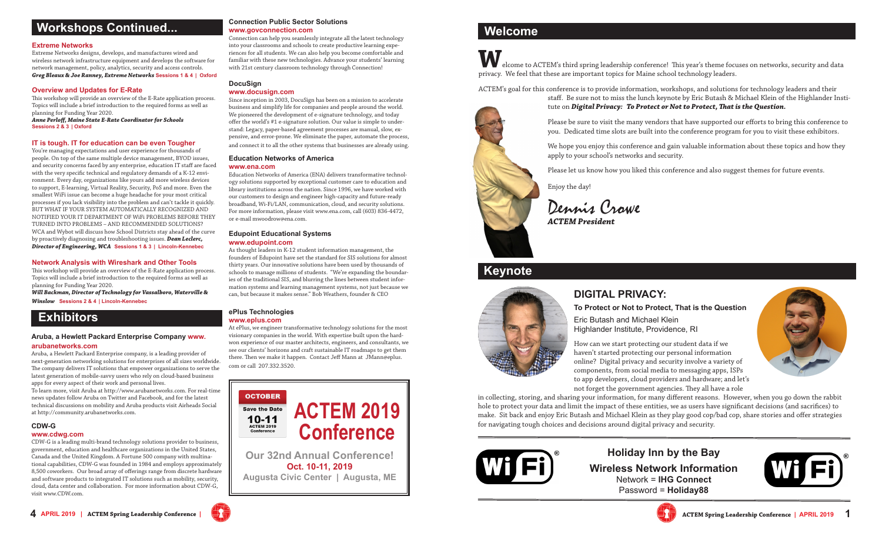## Workshops Continued...

### Extreme Networks

Extreme Networks designs, develops, and manufactures wired and wireless network infrastructure equipment and develops the software for network management, policy, analytics, security and access controls.
***Greg Bleaux & Joe Ranney, Extreme Networks*** **Sessions 1 & 4 | Oxford**

### Overview and Updates for E-Rate

This workshop will provide an overview of the E-Rate application process. Topics will include a brief introduction to the required forms as well as planning for Funding Year 2020.
***Anne Perloff, Maine State E-Rate Coordinator for Schools***
**Sessions 2 & 3 | Oxford**

### IT is tough. IT for education can be even Tougher

You're managing expectations and user experience for thousands of people. On top of the same multiple device management, BYOD issues, and security concerns faced by any enterprise, education IT staff are faced with the very specific technical and regulatory demands of a K-12 environment. Every day, organizations like yours add more wireless devices to support, E-learning, Virtual Reality, Security, PoS and more. Even the smallest WiFi issue can become a huge headache for your most critical processes if you lack visibility into the problem and can't tackle it quickly. BUT WHAT IF YOUR SYSTEM AUTOMATICALLY RECOGNIZED AND NOTIFIED YOUR IT DEPARTMENT OF WiFi PROBLEMS BEFORE THEY TURNED INTO PROBLEMS – AND RECOMMENDED SOLUTIONS? WCA and Wybot will discuss how School Districts stay ahead of the curve by proactively diagnosing and troubleshooting issues. ***Dean Leclerc, Director of Engineering, WCA*** **Sessions 1 & 3 | Lincoln-Kennebec**

### Network Analysis with Wireshark and Other Tools

This workshop will provide an overview of the E-Rate application process. Topics will include a brief introduction to the required forms as well as planning for Funding Year 2020.
***Will Backman, Director of Technology for Vassalboro, Waterville & Winslow*** **Sessions 2 & 4 | Lincoln-Kennebec**

## Exhibitors

### Aruba, a Hewlett Packard Enterprise Company www.arubanetworks.com

Aruba, a Hewlett Packard Enterprise company, is a leading provider of next-generation networking solutions for enterprises of all sizes worldwide. The company delivers IT solutions that empower organizations to serve the latest generation of mobile-savvy users who rely on cloud-based business apps for every aspect of their work and personal lives.
To learn more, visit Aruba at http://www.arubanetworks.com. For real-time news updates follow Aruba on Twitter and Facebook, and for the latest technical discussions on mobility and Aruba products visit Airheads Social at http://community.arubanetworks.com.

### CDW-G
**www.cdwg.com**

CDW-G is a leading multi-brand technology solutions provider to business, government, education and healthcare organizations in the United States, Canada and the United Kingdom. A Fortune 500 company with multinational capabilities, CDW-G was founded in 1984 and employs approximately 8,500 coworkers. Our broad array of offerings range from discrete hardware and software products to integrated IT solutions such as mobility, security, cloud, data center and collaboration. For more information about CDW-G, visit www.CDW.com.

### Connection Public Sector Solutions
**www.govconnection.com**

Connection can help you seamlessly integrate all the latest technology into your classrooms and schools to create productive learning experiences for all students. We can also help you become comfortable and familiar with these new technologies. Advance your students' learning with 21st century classroom technology through Connection!

### DocuSign
**www.docusign.com**

Since inception in 2003, DocuSign has been on a mission to accelerate business and simplify life for companies and people around the world. We pioneered the development of e-signature technology, and today offer the world's #1 e-signature solution. Our value is simple to understand: Legacy, paper-based agreement processes are manual, slow, expensive, and error-prone. We eliminate the paper, automate the process, and connect it to all the other systems that businesses are already using.

### Education Networks of America
**www.ena.com**

Education Networks of America (ENA) delivers transformative technology solutions supported by exceptional customer care to education and library institutions across the nation. Since 1996, we have worked with our customers to design and engineer high-capacity and future-ready broadband, Wi-Fi/LAN, communication, cloud, and security solutions. For more information, please visit www.ena.com, call (603) 836-4472, or e-mail mwoodrow@ena.com.

### Edupoint Educational Systems
**www.edupoint.com**

As thought leaders in K-12 student information management, the founders of Edupoint have set the standard for SIS solutions for almost thirty years. Our innovative solutions have been used by thousands of schools to manage millions of students. "We're expanding the boundaries of the traditional SIS, and blurring the lines between student information systems and learning management systems, not just because we can, but because it makes sense." Bob Weathers, founder & CEO

### ePlus Technologies
**www.eplus.com**

At ePlus, we engineer transformative technology solutions for the most visionary companies in the world. With expertise built upon the hard-won experience of our master architects, engineers, and consultants, we see our clients' horizons and craft sustainable IT roadmaps to get them there. Then we make it happen. Contact Jeff Mann at JMann@eplus.com or call 207.332.3520.

**OCTOBER**
**Save the Date**
**10-11**
**ACTEM 2019 Conference**

# ACTEM 2019 Conference

**Our 32nd Annual Conference!**
**Oct. 10-11, 2019**
**Augusta Civic Center | Augusta, ME**

## Welcome

Welcome to ACTEM's third spring leadership conference! This year's theme focuses on networks, security and data privacy. We feel that these are important topics for Maine school technology leaders.

ACTEM's goal for this conference is to provide information, workshops, and solutions for technology leaders and their staff. Be sure not to miss the lunch keynote by Eric Butash & Michael Klein of the Highlander Institute on ***Digital Privacy: To Protect or Not to Protect, That is the Question.***

Please be sure to visit the many vendors that have supported our efforts to bring this conference to you. Dedicated time slots are built into the conference program for you to visit these exhibitors.

We hope you enjoy this conference and gain valuable information about these topics and how they apply to your school's networks and security.

Please let us know how you liked this conference and also suggest themes for future events.

Enjoy the day!

*Dennis Crowe*
***ACTEM President***

## Keynote

### DIGITAL PRIVACY:

**To Protect or Not to Protect, That is the Question**

Eric Butash and Michael Klein
Highlander Institute, Providence, RI

How can we start protecting our student data if we haven't started protecting our personal information online? Digital privacy and security involve a variety of components, from social media to messaging apps, ISPs to app developers, cloud providers and hardware; and let's not forget the government agencies. They all have a role in collecting, storing, and sharing your information, for many different reasons. However, when you go down the rabbit hole to protect your data and limit the impact of these entities, we as users have significant decisions (and sacrifices) to make. Sit back and enjoy Eric Butash and Michael Klein as they play good cop/bad cop, share stories and offer strategies for navigating tough choices and decisions around digital privacy and security.

**Holiday Inn by the Bay**
**Wireless Network Information**
Network = **IHG Connect**
Password = **Holiday88**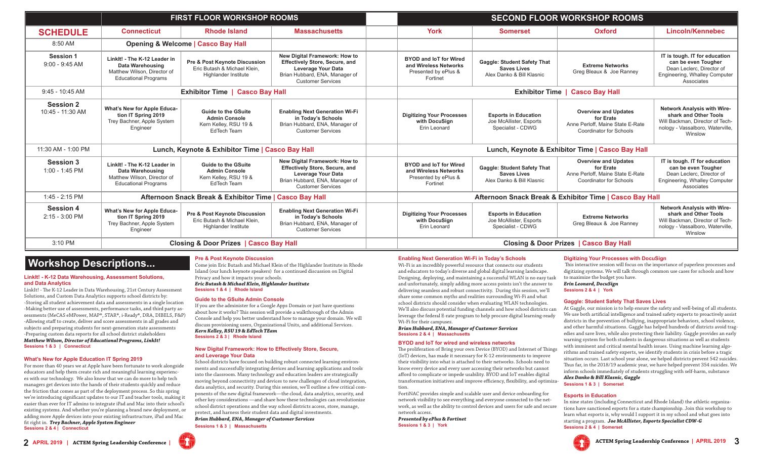| SCHEDULE | FIRST FLOOR WORKSHOP ROOMS | | | | SECOND FLOOR WORKSHOP ROOMS | | | |
|---|---|---|---|---|---|---|---|---|
| | **Connecticut** | **Rhode Island** | **Massachusetts** | | **York** | **Somerset** | **Oxford** | **Lincoln/Kennebec** |
| 8:50 AM | Opening & Welcome \| Casco Bay Hall | | | | | | | |
| **Session 1** 9:00 - 9:45 AM | **LinkIt! - The K-12 Leader in Data Warehousing** Matthew Wilson, Director of Educational Programs | **Pre & Post Keynote Discussion** Eric Butash & Michael Klein, Highlander Institute | **New Digital Framework: How to Effectively Store, Secure, and Leverage Your Data** Brian Hubbard, ENA, Manager of Customer Services | | **BYOD and IoT for Wired and Wireless Networks** Presented by ePlus & Fortinet | **Gaggle: Student Safety That Saves Lives** Alex Danko & Bill Klasnic | **Extreme Networks** Greg Bleaux & Joe Ranney | **IT is tough. IT for education can be even Tougher** Dean Leclerc, Director of Engineering, Whalley Computer Associates |
| 9:45 - 10:45 AM | Exhibitor Time \| Casco Bay Hall | | | | Exhibitor Time \| Casco Bay Hall | | | |
| **Session 2** 10:45 - 11:30 AM | **What's New for Apple Education IT Spring 2019** Trey Bachner, Apple System Engineer | **Guide to the GSuite Admin Console** Kern Kelley, RSU 19 & EdTech Team | **Enabling Next Generation Wi-Fi in Today's Schools** Brian Hubbard, ENA, Manager of Customer Services | | **Digitizing Your Processes with DocuSign** Erin Leonard | **Esports in Education** Joe McAllister, Esports Specialist - CDWG | **Overview and Updates for Erate** Anne Perloff, Maine State E-Rate Coordinator for Schools | **Network Analysis with Wireshark and Other Tools** Will Backman, Director of Technology - Vassalboro, Waterville, Winslow |
| 11:30 AM - 1:00 PM | Lunch, Keynote & Exhibitor Time \| Casco Bay Hall | | | | Lunch, Keynote & Exhibitor Time \| Casco Bay Hall | | | |
| **Session 3** 1:00 - 1:45 PM | **LinkIt! - The K-12 Leader in Data Warehousing** Matthew Wilson, Director of Educational Programs | **Guide to the GSuite Admin Console** Kern Kelley, RSU 19 & EdTech Team | **New Digital Framework: How to Effectively Store, Secure, and Leverage Your Data** Brian Hubbard, ENA, Manager of Customer Services | | **BYOD and IoT for Wired and Wireless Networks** Presented by ePlus & Fortinet | **Gaggle: Student Safety That Saves Lives** Alex Danko & Bill Klasnic | **Overview and Updates for Erate** Anne Perloff, Maine State E-Rate Coordinator for Schools | **IT is tough. IT for education can be even Tougher** Dean Leclerc, Director of Engineering, Whalley Computer Associates |
| 1:45 - 2:15 PM | Afternoon Snack Break & Exhibitor Time \| Casco Bay Hall | | | | Afternoon Snack Break & Exhibitor Time \| Casco Bay Hall | | | |
| **Session 4** 2:15 - 3:00 PM | **What's New for Apple Education IT Spring 2019** Trey Bachner, Apple System Engineer | **Pre & Post Keynote Discussion** Eric Butash & Michael Klein, Highlander Institute | **Enabling Next Generation Wi-Fi in Today's Schools** Brian Hubbard, ENA, Manager of Customer Services | | **Digitizing Your Processes with DocuSign** Erin Leonard | **Esports in Education** Joe McAllister, Esports Specialist - CDWG | **Extreme Networks** Greg Bleaux & Joe Ranney | **Network Analysis with Wireshark and Other Tools** Will Backman, Director of Technology - Vassalboro, Waterville, Winslow |
| 3:10 PM | Closing & Door Prizes \| Casco Bay Hall | | | | Closing & Door Prizes \| Casco Bay Hall | | | |

# Workshop Descriptions...

### LinkIt! - K-12 Data Warehousing, Assessment Solutions, and Data Analytics

LinkIt! - The K-12 Leader in Data Warehousing, 21st Century Assessment Solutions, and Custom Data Analytics supports school districts by:
-Storing all student achievement data and assessments in a single location
-Making better use of assessments, performance tasks, and third party assessments (MeCAS eMPower, MAP®, STAR®, i-Ready®, DRA, DIBELS, F&P)
-Allowing staff to create, deliver and score assessments in all grades and subjects and preparing students for next-generation state assessments
-Preparing custom data reports for all school district stakeholders
***Matthew Wilson, Director of Educational Programs, LinkIt!***
**Sessions 1 & 3 | Connecticut**

### What's New for Apple Education IT Spring 2019

For more than 40 years we at Apple have been fortunate to work alongside educators and help them create rich and meaningful learning experiences with our technology. We also know that we can do more to help tech managers get devices into the hands of their students quickly and reduce the friction that comes as part of the deployment process. So this spring we're introducing significant updates to our IT and teacher tools, making it easier than ever for IT admins to integrate iPad and Mac into their school's existing systems. And whether you're planning a brand new deployment, or adding more Apple devices into your existing infrastructure, iPad and Mac fit right in. ***Trey Bachner, Apple System Engineer***
**Sessions 2 & 4 | Connecticut**

### Pre & Post Keynote Discussion

Come join Eric Butash and Michael Klein of the Highlander Institute in Rhode Island (our lunch keynote speakers) for a continued discussion on Digital Privacy and how it impacts your schools.
***Eric Butash & Michael Klein, Highlander Institute***
**Sessions 1 & 4 | Rhode Island**

### Guide to the GSuite Admin Console

If you are the administer for a Google Apps Domain or just have questions about how it works? This session will provide a walkthrough of the Admin Console and help you better understand how to manage your domain. We will discuss provisioning users, Organizational Units, and additional Services.
***Kern Kelley, RSU 19 & EdTech TEam***
**Sessions 2 & 3 | Rhode Island**

### New Digital Framework: How to Effectively Store, Secure, and Leverage Your Data

School districts have focused on building robust connected learning environments and successfully integrating devices and learning applications and tools into the classroom. Many technology and education leaders are strategically moving beyond connectivity and devices to new challenges of cloud integration, data analytics, and security. During this session, we'll outline a few critical components of the new digital framework—the cloud, data analytics, security, and other key considerations —and share how these technologies can revolutionize school district operations and the way school districts access, store, manage, protect, and harness their student data and digital investments.
***Brian Hubbard, ENA, Manager of Customer Services***
**Sessions 1 & 3 | Massachusetts**

### Enabling Next Generation Wi-Fi in Today's Schools

Wi-Fi is an incredibly powerful resource that connects our students and educators to today's diverse and global digital learning landscape. Designing, deploying, and maintaining a successful WLAN is no easy task and unfortunately, simply adding more access points isn't the answer to delivering seamless and robust connectivity. During this session, we'll share some common myths and realities surrounding Wi-Fi and what school districts should consider when evaluating WLAN technologies. We'll also discuss potential funding channels and how school districts can leverage the federal E-rate program to help procure digital learning-ready Wi-Fi for their campuses.
***Brian Hubbard, ENA, Manager of Customer Services***
**Sessions 2 & 4 | Massachusetts**

### BYOD and IoT for wired and wireless networks

The proliferation of Bring your own Device (BYOD) and Internet of Things (IoT) devices, has made it necessary for K-12 environments to improve their visibility into what is attached to their networks. Schools need to know every device and every user accessing their networks but cannot afford to complicate or impede usability. BYOD and IoT enables digital transformation initiatives and improve efficiency, flexibility, and optimization.

FortiNAC provides simple and scalable user and device onboarding for network visibility to see everything and everyone connected to the network, as well as the ability to control devices and users for safe and secure network access.
***Presented by ePlus & Fortinet***
**Sessions 1 & 3 | York**

### Digitizing Your Processes with DocuSign

This interactive session will focus on the importance of paperless processes and digitizing systems. We will talk through common use cases for schools and how to maximize the budget you have.
***Erin Leonard, DocuSign***
**Sessions 2 & 4 | York**

### Gaggle: Student Safety That Saves Lives

At Gaggle, our mission is to help ensure the safety and well-being of all students. We use both artificial intelligence and trained safety experts to proactively assist districts in the prevention of bullying, inappropriate behaviors, school violence, and other harmful situations. Gaggle has helped hundreds of districts avoid tragedies and save lives, while also protecting their liability. Gaggle provides an early warning system for both students in dangerous situations as well as students with imminent and critical mental health issues. Using machine learning algorithms and trained safety experts, we identify students in crisis before a tragic situation occurs. Last school year alone, we helped districts prevent 542 suicides. Thus far, in the 2018/19 academic year, we have helped prevent 354 suicides. We inform schools immediately of students struggling with self-harm, substance
***Alex Danko & Bill Klasnic, Gaggle***
**Sessions 1 & 3 | Somerset**

### Esports in Education

In nine states (including Connecticut and Rhode Island) the athletic organizations have sanctioned esports for a state championship. Join this workshop to learn what esports is, why would I support it in my school and what goes into starting a program. ***Joe McAllister, Esports Specialist CDW-G***
**Sessions 2 & 4 | Somerset**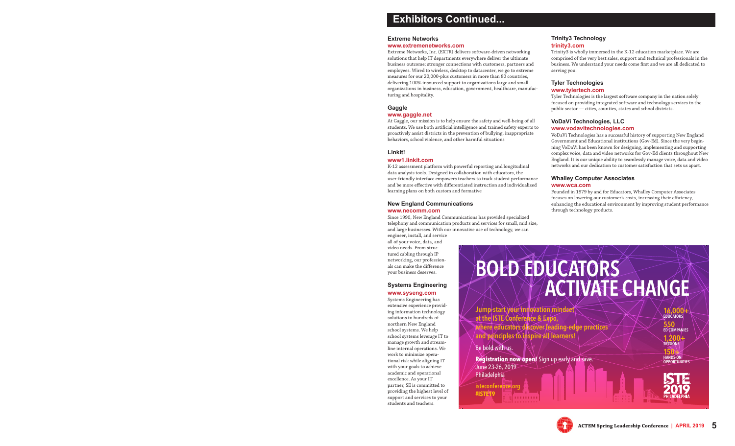# Exhibitors Continued...

### Extreme Networks
**www.extremenetworks.com**

Extreme Networks, Inc. (EXTR) delivers software-driven networking solutions that help IT departments everywhere deliver the ultimate business outcome: stronger connections with customers, partners and employees. Wired to wireless, desktop to datacenter, we go to extreme measures for our 20,000-plus customers in more than 80 countries, delivering 100% insourced support to organizations large and small organizations in business, education, government, healthcare, manufacturing and hospitality.

### Gaggle
**www.gaggle.net**

At Gaggle, our mission is to help ensure the safety and well-being of all students. We use both artificial intelligence and trained safety experts to proactively assist districts in the prevention of bullying, inappropriate behaviors, school violence, and other harmful situations

### Linkit!
**www1.linkit.com**

K-12 assessment platform with powerful reporting and longitudinal data analysis tools. Designed in collaboration with educators, the user-friendly interface empowers teachers to track student performance and be more effective with differentiated instruction and individualized learning plans on both custom and formative

### New England Communications
**www.necomm.com**

Since 1990, New England Communications has provided specialized telephony and communication products and services for small, mid size, and large businesses. With our innovative use of technology, we can engineer, install, and service all of your voice, data, and video needs. From structured cabling through IP networking, our professionals can make the difference your business deserves.

### Systems Engineering
**www.syseng.com**

Systems Engineering has extensive experience providing information technology solutions to hundreds of northern New England school systems. We help school systems leverage IT to manage growth and streamline internal operations. We work to minimize operational risk while aligning IT with your goals to achieve academic and operational excellence. As your IT partner, SE is committed to providing the highest level of support and services to your students and teachers.

### Trinity3 Technology
**trinity3.com**

Trinity3 is wholly immersed in the K-12 education marketplace. We are comprised of the very best sales, support and technical professionals in the business. We understand your needs come first and we are all dedicated to serving you.

### Tyler Technologies
**www.tylertech.com**

Tyler Technologies is the largest software company in the nation solely focused on providing integrated software and technology services to the public sector — cities, counties, states and school districts.

### VoDaVi Technologies, LLC
**www.vodavitechnologies.com**

VoDaVi Technologies has a successful history of supporting New England Government and Educational institutions (Gov-Ed). Since the very beginning VoDaVi has been known for designing, implementing and supporting complex voice, data and video networks for Gov-Ed clients throughout New England. It is our unique ability to seamlessly manage voice, data and video networks and our dedication to customer satisfaction that sets us apart.

### Whalley Computer Associates
**www.wca.com**

Founded in 1979 by and for Educators, Whalley Computer Associates focuses on lowering our customer's costs, increasing their efficiency, enhancing the educational environment by improving student performance through technology products.

## BOLD EDUCATORS ACTIVATE CHANGE

**Jump-start your innovation mindset at the ISTE Conference & Expo, where educators discover leading-edge practices and principles to inspire all learners!**

Be bold with us.

**Registration now open!** Sign up early and save.
June 23-26, 2019
Philadelphia

isteconference.org
#ISTE19

16,000+ EDUCATORS
550 ED COMPANIES
1,200+ SESSIONS
150+ HANDS-ON OPPORTUNITIES

ISTE 2019 PHILADELPHIA